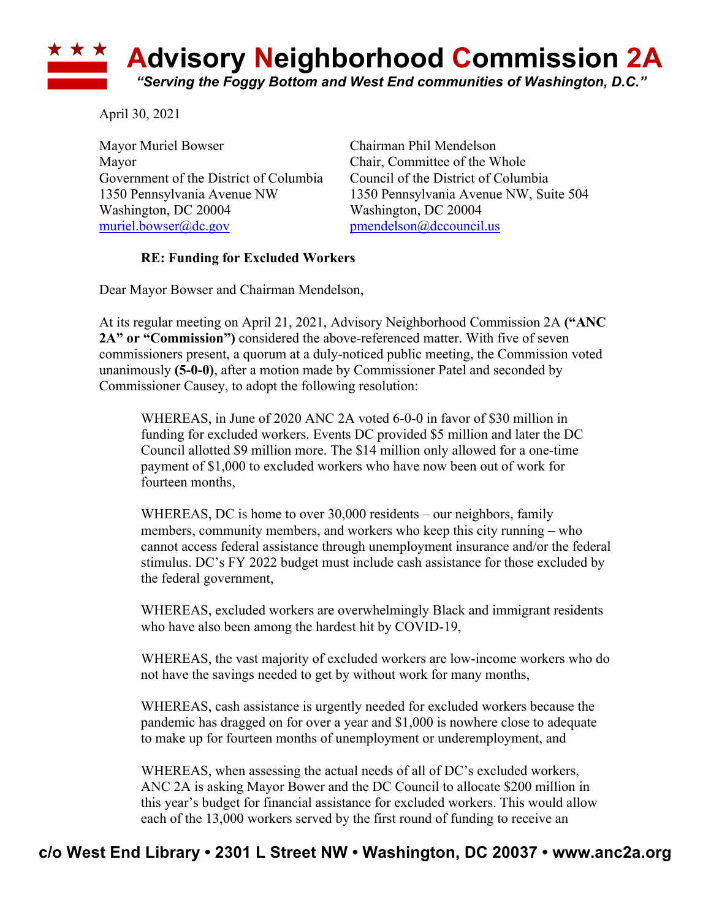# Advisory Neighborhood Commission 2A

*"Serving the Foggy Bottom and West End communities of Washington, D.C."*

April 30, 2021

Mayor Muriel Bowser
Mayor
Government of the District of Columbia
1350 Pennsylvania Avenue NW
Washington, DC 20004
muriel.bowser@dc.gov

Chairman Phil Mendelson
Chair, Committee of the Whole
Council of the District of Columbia
1350 Pennsylvania Avenue NW, Suite 504
Washington, DC 20004
pmendelson@dccouncil.us

**RE: Funding for Excluded Workers**

Dear Mayor Bowser and Chairman Mendelson,

At its regular meeting on April 21, 2021, Advisory Neighborhood Commission 2A **("ANC 2A" or "Commission")** considered the above-referenced matter. With five of seven commissioners present, a quorum at a duly-noticed public meeting, the Commission voted unanimously **(5-0-0)**, after a motion made by Commissioner Patel and seconded by Commissioner Causey, to adopt the following resolution:

> WHEREAS, in June of 2020 ANC 2A voted 6-0-0 in favor of $30 million in funding for excluded workers. Events DC provided $5 million and later the DC Council allotted $9 million more. The $14 million only allowed for a one-time payment of $1,000 to excluded workers who have now been out of work for fourteen months,
>
> WHEREAS, DC is home to over 30,000 residents – our neighbors, family members, community members, and workers who keep this city running – who cannot access federal assistance through unemployment insurance and/or the federal stimulus. DC's FY 2022 budget must include cash assistance for those excluded by the federal government,
>
> WHEREAS, excluded workers are overwhelmingly Black and immigrant residents who have also been among the hardest hit by COVID-19,
>
> WHEREAS, the vast majority of excluded workers are low-income workers who do not have the savings needed to get by without work for many months,
>
> WHEREAS, cash assistance is urgently needed for excluded workers because the pandemic has dragged on for over a year and $1,000 is nowhere close to adequate to make up for fourteen months of unemployment or underemployment, and
>
> WHEREAS, when assessing the actual needs of all of DC's excluded workers, ANC 2A is asking Mayor Bower and the DC Council to allocate $200 million in this year's budget for financial assistance for excluded workers. This would allow each of the 13,000 workers served by the first round of funding to receive an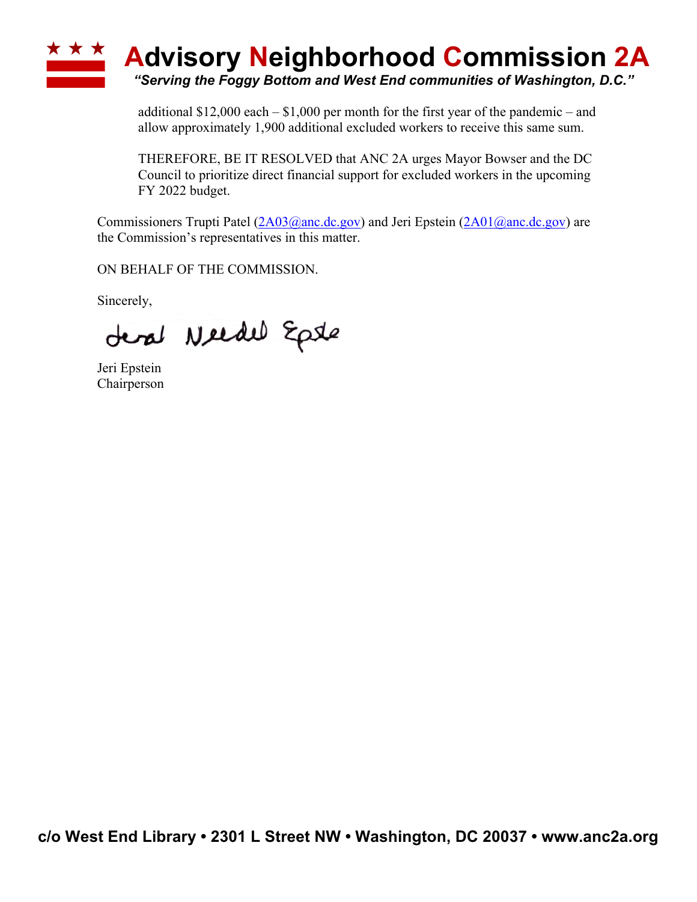additional $12,000 each – $1,000 per month for the first year of the pandemic – and allow approximately 1,900 additional excluded workers to receive this same sum.

THEREFORE, BE IT RESOLVED that ANC 2A urges Mayor Bowser and the DC Council to prioritize direct financial support for excluded workers in the upcoming FY 2022 budget.

Commissioners Trupti Patel (2A03@anc.dc.gov) and Jeri Epstein (2A01@anc.dc.gov) are the Commission's representatives in this matter.

ON BEHALF OF THE COMMISSION.

Sincerely,

Jeri Epstein
Chairperson